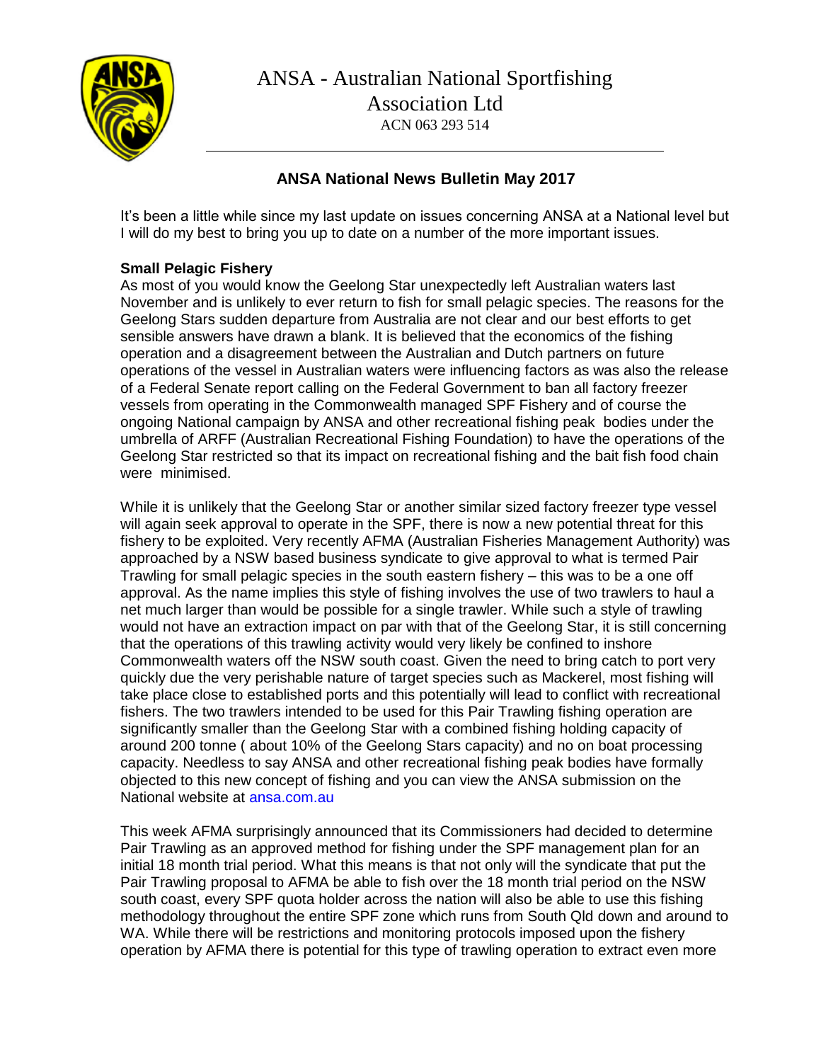# ANSA - Australian National Sportfishing Association Ltd

ACN 063 293 514

## ANSA National News Bulletin May 2017

It's been a little while since my last update on issues concerning ANSA at a National level but I will do my best to bring you up to date on a number of the more important issues.

### Small Pelagic Fishery

As most of you would know the Geelong Star unexpectedly left Australian waters last November and is unlikely to ever return to fish for small pelagic species. The reasons for the Geelong Stars sudden departure from Australia are not clear and our best efforts to get sensible answers have drawn a blank. It is believed that the economics of the fishing operation and a disagreement between the Australian and Dutch partners on future operations of the vessel in Australian waters were influencing factors as was also the release of a Federal Senate report calling on the Federal Government to ban all factory freezer vessels from operating in the Commonwealth managed SPF Fishery and of course the ongoing National campaign by ANSA and other recreational fishing peak bodies under the umbrella of ARFF (Australian Recreational Fishing Foundation) to have the operations of the Geelong Star restricted so that its impact on recreational fishing and the bait fish food chain were minimised.

While it is unlikely that the Geelong Star or another similar sized factory freezer type vessel will again seek approval to operate in the SPF, there is now a new potential threat for this fishery to be exploited. Very recently AFMA (Australian Fisheries Management Authority) was approached by a NSW based business syndicate to give approval to what is termed Pair Trawling for small pelagic species in the south eastern fishery – this was to be a one off approval. As the name implies this style of fishing involves the use of two trawlers to haul a net much larger than would be possible for a single trawler. While such a style of trawling would not have an extraction impact on par with that of the Geelong Star, it is still concerning that the operations of this trawling activity would very likely be confined to inshore Commonwealth waters off the NSW south coast. Given the need to bring catch to port very quickly due the very perishable nature of target species such as Mackerel, most fishing will take place close to established ports and this potentially will lead to conflict with recreational fishers. The two trawlers intended to be used for this Pair Trawling fishing operation are significantly smaller than the Geelong Star with a combined fishing holding capacity of around 200 tonne ( about 10% of the Geelong Stars capacity) and no on boat processing capacity. Needless to say ANSA and other recreational fishing peak bodies have formally objected to this new concept of fishing and you can view the ANSA submission on the National website at ansa.com.au

This week AFMA surprisingly announced that its Commissioners had decided to determine Pair Trawling as an approved method for fishing under the SPF management plan for an initial 18 month trial period. What this means is that not only will the syndicate that put the Pair Trawling proposal to AFMA be able to fish over the 18 month trial period on the NSW south coast, every SPF quota holder across the nation will also be able to use this fishing methodology throughout the entire SPF zone which runs from South Qld down and around to WA. While there will be restrictions and monitoring protocols imposed upon the fishery operation by AFMA there is potential for this type of trawling operation to extract even more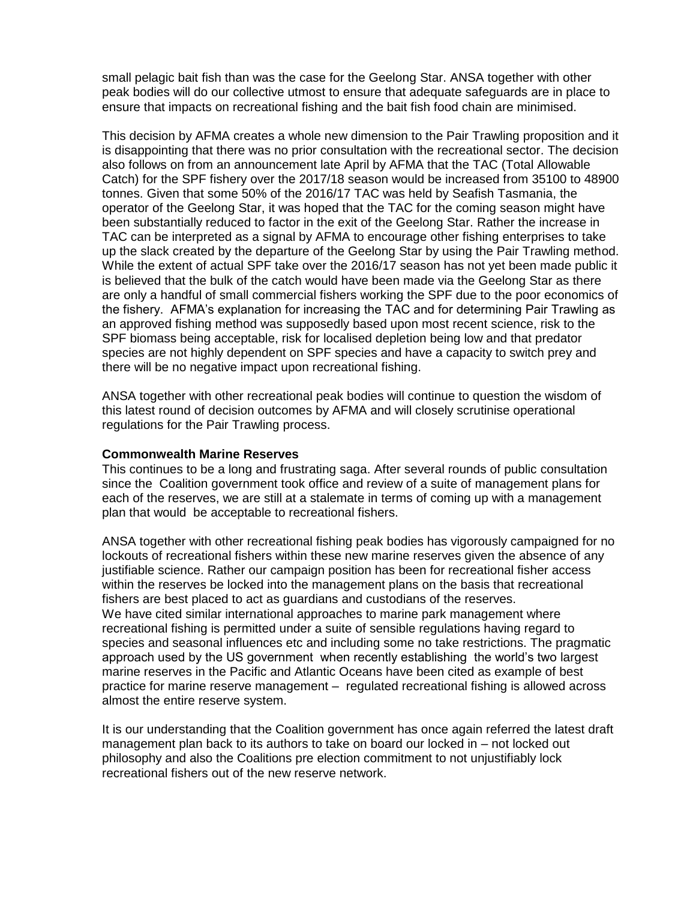small pelagic bait fish than was the case for the Geelong Star. ANSA together with other peak bodies will do our collective utmost to ensure that adequate safeguards are in place to ensure that impacts on recreational fishing and the bait fish food chain are minimised.

This decision by AFMA creates a whole new dimension to the Pair Trawling proposition and it is disappointing that there was no prior consultation with the recreational sector. The decision also follows on from an announcement late April by AFMA that the TAC (Total Allowable Catch) for the SPF fishery over the 2017/18 season would be increased from 35100 to 48900 tonnes. Given that some 50% of the 2016/17 TAC was held by Seafish Tasmania, the operator of the Geelong Star, it was hoped that the TAC for the coming season might have been substantially reduced to factor in the exit of the Geelong Star. Rather the increase in TAC can be interpreted as a signal by AFMA to encourage other fishing enterprises to take up the slack created by the departure of the Geelong Star by using the Pair Trawling method. While the extent of actual SPF take over the 2016/17 season has not yet been made public it is believed that the bulk of the catch would have been made via the Geelong Star as there are only a handful of small commercial fishers working the SPF due to the poor economics of the fishery. AFMA's explanation for increasing the TAC and for determining Pair Trawling as an approved fishing method was supposedly based upon most recent science, risk to the SPF biomass being acceptable, risk for localised depletion being low and that predator species are not highly dependent on SPF species and have a capacity to switch prey and there will be no negative impact upon recreational fishing.

ANSA together with other recreational peak bodies will continue to question the wisdom of this latest round of decision outcomes by AFMA and will closely scrutinise operational regulations for the Pair Trawling process.

**Commonwealth Marine Reserves**

This continues to be a long and frustrating saga. After several rounds of public consultation since the Coalition government took office and review of a suite of management plans for each of the reserves, we are still at a stalemate in terms of coming up with a management plan that would be acceptable to recreational fishers.

ANSA together with other recreational fishing peak bodies has vigorously campaigned for no lockouts of recreational fishers within these new marine reserves given the absence of any justifiable science. Rather our campaign position has been for recreational fisher access within the reserves be locked into the management plans on the basis that recreational fishers are best placed to act as guardians and custodians of the reserves.
We have cited similar international approaches to marine park management where recreational fishing is permitted under a suite of sensible regulations having regard to species and seasonal influences etc and including some no take restrictions. The pragmatic approach used by the US government when recently establishing the world's two largest marine reserves in the Pacific and Atlantic Oceans have been cited as example of best practice for marine reserve management – regulated recreational fishing is allowed across almost the entire reserve system.

It is our understanding that the Coalition government has once again referred the latest draft management plan back to its authors to take on board our locked in – not locked out philosophy and also the Coalitions pre election commitment to not unjustifiably lock recreational fishers out of the new reserve network.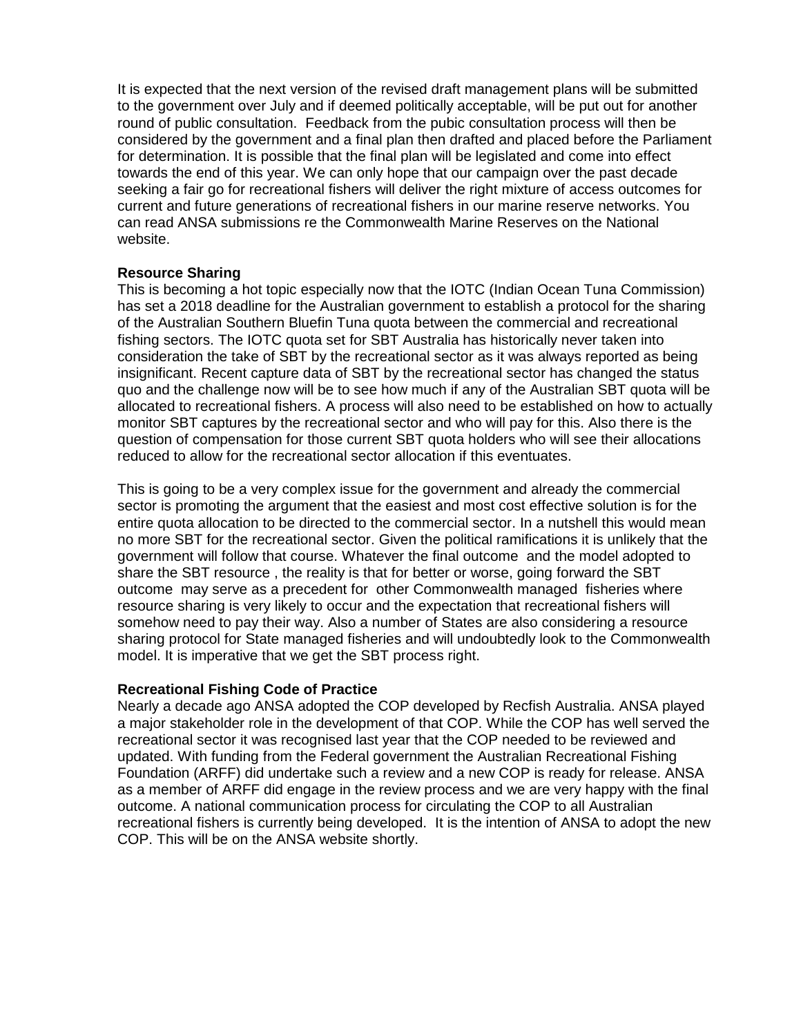It is expected that the next version of the revised draft management plans will be submitted to the government over July and if deemed politically acceptable, will be put out for another round of public consultation. Feedback from the pubic consultation process will then be considered by the government and a final plan then drafted and placed before the Parliament for determination. It is possible that the final plan will be legislated and come into effect towards the end of this year. We can only hope that our campaign over the past decade seeking a fair go for recreational fishers will deliver the right mixture of access outcomes for current and future generations of recreational fishers in our marine reserve networks. You can read ANSA submissions re the Commonwealth Marine Reserves on the National website.

**Resource Sharing**

This is becoming a hot topic especially now that the IOTC (Indian Ocean Tuna Commission) has set a 2018 deadline for the Australian government to establish a protocol for the sharing of the Australian Southern Bluefin Tuna quota between the commercial and recreational fishing sectors. The IOTC quota set for SBT Australia has historically never taken into consideration the take of SBT by the recreational sector as it was always reported as being insignificant. Recent capture data of SBT by the recreational sector has changed the status quo and the challenge now will be to see how much if any of the Australian SBT quota will be allocated to recreational fishers. A process will also need to be established on how to actually monitor SBT captures by the recreational sector and who will pay for this. Also there is the question of compensation for those current SBT quota holders who will see their allocations reduced to allow for the recreational sector allocation if this eventuates.

This is going to be a very complex issue for the government and already the commercial sector is promoting the argument that the easiest and most cost effective solution is for the entire quota allocation to be directed to the commercial sector. In a nutshell this would mean no more SBT for the recreational sector. Given the political ramifications it is unlikely that the government will follow that course. Whatever the final outcome and the model adopted to share the SBT resource , the reality is that for better or worse, going forward the SBT outcome may serve as a precedent for other Commonwealth managed fisheries where resource sharing is very likely to occur and the expectation that recreational fishers will somehow need to pay their way. Also a number of States are also considering a resource sharing protocol for State managed fisheries and will undoubtedly look to the Commonwealth model. It is imperative that we get the SBT process right.

**Recreational Fishing Code of Practice**

Nearly a decade ago ANSA adopted the COP developed by Recfish Australia. ANSA played a major stakeholder role in the development of that COP. While the COP has well served the recreational sector it was recognised last year that the COP needed to be reviewed and updated. With funding from the Federal government the Australian Recreational Fishing Foundation (ARFF) did undertake such a review and a new COP is ready for release. ANSA as a member of ARFF did engage in the review process and we are very happy with the final outcome. A national communication process for circulating the COP to all Australian recreational fishers is currently being developed. It is the intention of ANSA to adopt the new COP. This will be on the ANSA website shortly.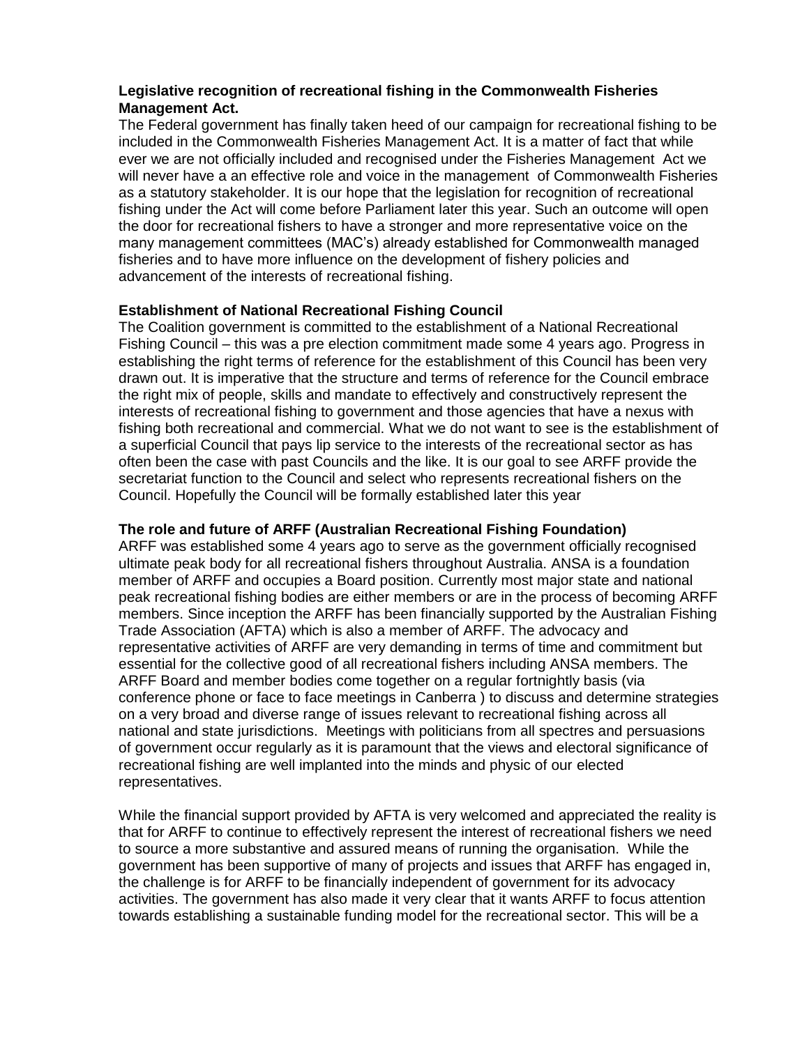**Legislative recognition of recreational fishing in the Commonwealth Fisheries Management Act.**

The Federal government has finally taken heed of our campaign for recreational fishing to be included in the Commonwealth Fisheries Management Act. It is a matter of fact that while ever we are not officially included and recognised under the Fisheries Management Act we will never have a an effective role and voice in the management of Commonwealth Fisheries as a statutory stakeholder. It is our hope that the legislation for recognition of recreational fishing under the Act will come before Parliament later this year. Such an outcome will open the door for recreational fishers to have a stronger and more representative voice on the many management committees (MAC's) already established for Commonwealth managed fisheries and to have more influence on the development of fishery policies and advancement of the interests of recreational fishing.

**Establishment of National Recreational Fishing Council**

The Coalition government is committed to the establishment of a National Recreational Fishing Council – this was a pre election commitment made some 4 years ago. Progress in establishing the right terms of reference for the establishment of this Council has been very drawn out. It is imperative that the structure and terms of reference for the Council embrace the right mix of people, skills and mandate to effectively and constructively represent the interests of recreational fishing to government and those agencies that have a nexus with fishing both recreational and commercial. What we do not want to see is the establishment of a superficial Council that pays lip service to the interests of the recreational sector as has often been the case with past Councils and the like. It is our goal to see ARFF provide the secretariat function to the Council and select who represents recreational fishers on the Council. Hopefully the Council will be formally established later this year

**The role and future of ARFF (Australian Recreational Fishing Foundation)**

ARFF was established some 4 years ago to serve as the government officially recognised ultimate peak body for all recreational fishers throughout Australia. ANSA is a foundation member of ARFF and occupies a Board position. Currently most major state and national peak recreational fishing bodies are either members or are in the process of becoming ARFF members. Since inception the ARFF has been financially supported by the Australian Fishing Trade Association (AFTA) which is also a member of ARFF. The advocacy and representative activities of ARFF are very demanding in terms of time and commitment but essential for the collective good of all recreational fishers including ANSA members. The ARFF Board and member bodies come together on a regular fortnightly basis (via conference phone or face to face meetings in Canberra ) to discuss and determine strategies on a very broad and diverse range of issues relevant to recreational fishing across all national and state jurisdictions. Meetings with politicians from all spectres and persuasions of government occur regularly as it is paramount that the views and electoral significance of recreational fishing are well implanted into the minds and physic of our elected representatives.

While the financial support provided by AFTA is very welcomed and appreciated the reality is that for ARFF to continue to effectively represent the interest of recreational fishers we need to source a more substantive and assured means of running the organisation. While the government has been supportive of many of projects and issues that ARFF has engaged in, the challenge is for ARFF to be financially independent of government for its advocacy activities. The government has also made it very clear that it wants ARFF to focus attention towards establishing a sustainable funding model for the recreational sector. This will be a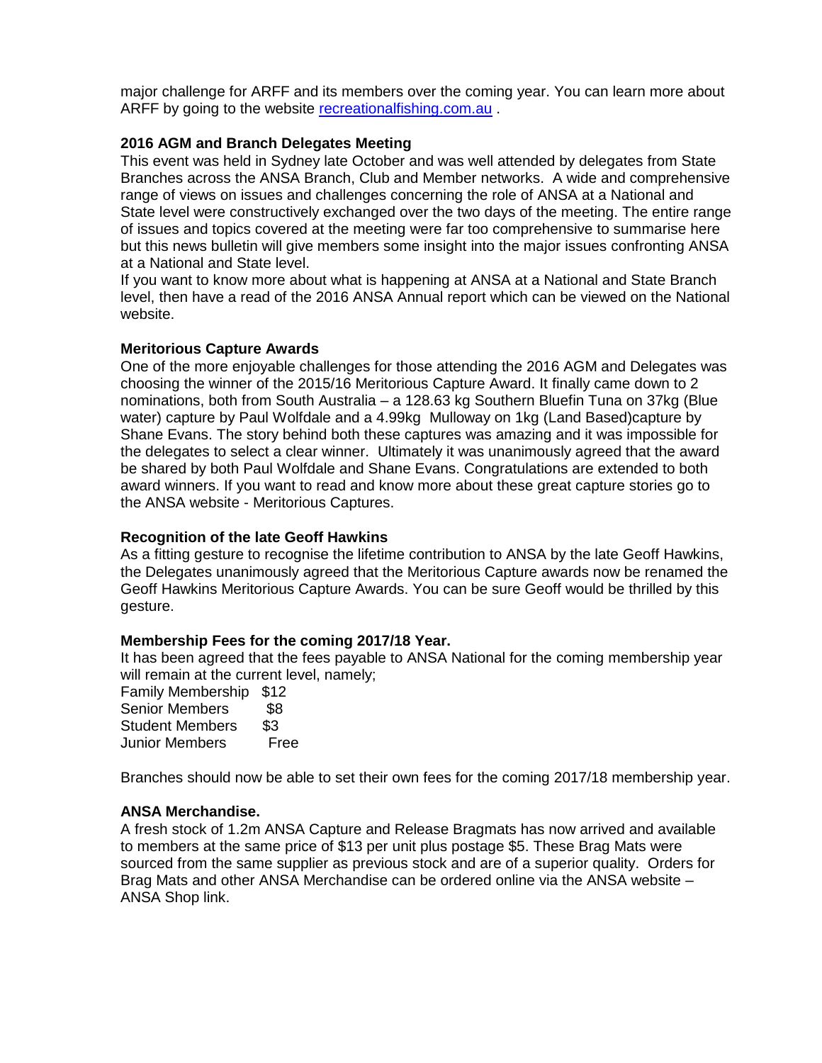major challenge for ARFF and its members over the coming year. You can learn more about ARFF by going to the website [recreationalfishing.com.au](recreationalfishing.com.au) .

**2016 AGM and Branch Delegates Meeting**

This event was held in Sydney late October and was well attended by delegates from State Branches across the ANSA Branch, Club and Member networks. A wide and comprehensive range of views on issues and challenges concerning the role of ANSA at a National and State level were constructively exchanged over the two days of the meeting. The entire range of issues and topics covered at the meeting were far too comprehensive to summarise here but this news bulletin will give members some insight into the major issues confronting ANSA at a National and State level.

If you want to know more about what is happening at ANSA at a National and State Branch level, then have a read of the 2016 ANSA Annual report which can be viewed on the National website.

**Meritorious Capture Awards**

One of the more enjoyable challenges for those attending the 2016 AGM and Delegates was choosing the winner of the 2015/16 Meritorious Capture Award. It finally came down to 2 nominations, both from South Australia – a 128.63 kg Southern Bluefin Tuna on 37kg (Blue water) capture by Paul Wolfdale and a 4.99kg Mulloway on 1kg (Land Based)capture by Shane Evans. The story behind both these captures was amazing and it was impossible for the delegates to select a clear winner. Ultimately it was unanimously agreed that the award be shared by both Paul Wolfdale and Shane Evans. Congratulations are extended to both award winners. If you want to read and know more about these great capture stories go to the ANSA website - Meritorious Captures.

**Recognition of the late Geoff Hawkins**

As a fitting gesture to recognise the lifetime contribution to ANSA by the late Geoff Hawkins, the Delegates unanimously agreed that the Meritorious Capture awards now be renamed the Geoff Hawkins Meritorious Capture Awards. You can be sure Geoff would be thrilled by this gesture.

**Membership Fees for the coming 2017/18 Year.**

It has been agreed that the fees payable to ANSA National for the coming membership year will remain at the current level, namely;

Family Membership $12
Senior Members $8
Student Members $3
Junior Members Free

Branches should now be able to set their own fees for the coming 2017/18 membership year.

**ANSA Merchandise.**

A fresh stock of 1.2m ANSA Capture and Release Bragmats has now arrived and available to members at the same price of $13 per unit plus postage $5. These Brag Mats were sourced from the same supplier as previous stock and are of a superior quality. Orders for Brag Mats and other ANSA Merchandise can be ordered online via the ANSA website – ANSA Shop link.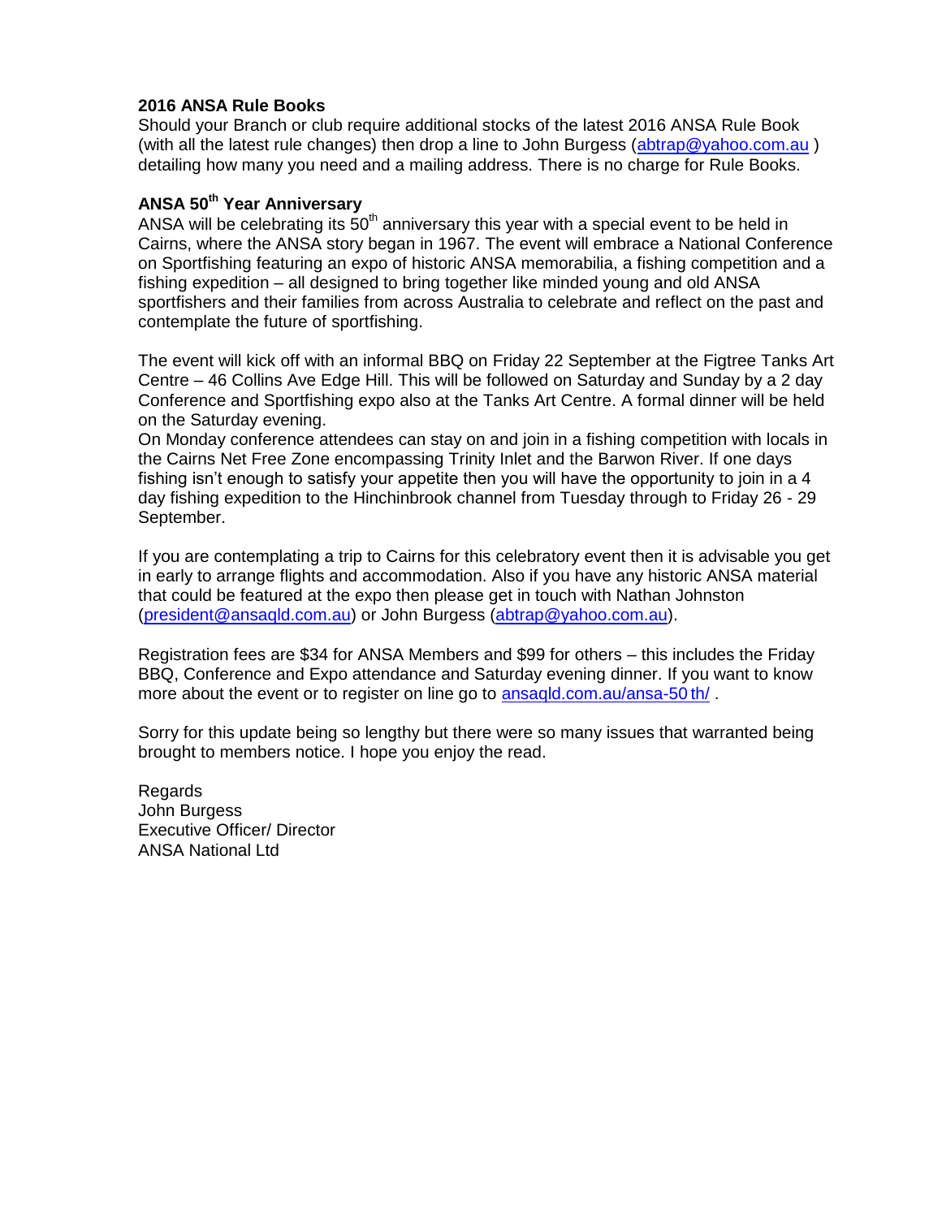### 2016 ANSA Rule Books

Should your Branch or club require additional stocks of the latest 2016 ANSA Rule Book (with all the latest rule changes) then drop a line to John Burgess (abtrap@yahoo.com.au ) detailing how many you need and a mailing address. There is no charge for Rule Books.

### ANSA 50th Year Anniversary

ANSA will be celebrating its 50th anniversary this year with a special event to be held in Cairns, where the ANSA story began in 1967. The event will embrace a National Conference on Sportfishing featuring an expo of historic ANSA memorabilia, a fishing competition and a fishing expedition – all designed to bring together like minded young and old ANSA sportfishers and their families from across Australia to celebrate and reflect on the past and contemplate the future of sportfishing.

The event will kick off with an informal BBQ on Friday 22 September at the Figtree Tanks Art Centre – 46 Collins Ave Edge Hill. This will be followed on Saturday and Sunday by a 2 day Conference and Sportfishing expo also at the Tanks Art Centre. A formal dinner will be held on the Saturday evening.
On Monday conference attendees can stay on and join in a fishing competition with locals in the Cairns Net Free Zone encompassing Trinity Inlet and the Barwon River. If one days fishing isn't enough to satisfy your appetite then you will have the opportunity to join in a 4 day fishing expedition to the Hinchinbrook channel from Tuesday through to Friday 26 - 29 September.

If you are contemplating a trip to Cairns for this celebratory event then it is advisable you get in early to arrange flights and accommodation. Also if you have any historic ANSA material that could be featured at the expo then please get in touch with Nathan Johnston (president@ansaqld.com.au) or John Burgess (abtrap@yahoo.com.au).

Registration fees are $34 for ANSA Members and $99 for others – this includes the Friday BBQ, Conference and Expo attendance and Saturday evening dinner. If you want to know more about the event or to register on line go to ansaqld.com.au/ansa-50 th/ .

Sorry for this update being so lengthy but there were so many issues that warranted being brought to members notice. I hope you enjoy the read.

Regards
John Burgess
Executive Officer/ Director
ANSA National Ltd